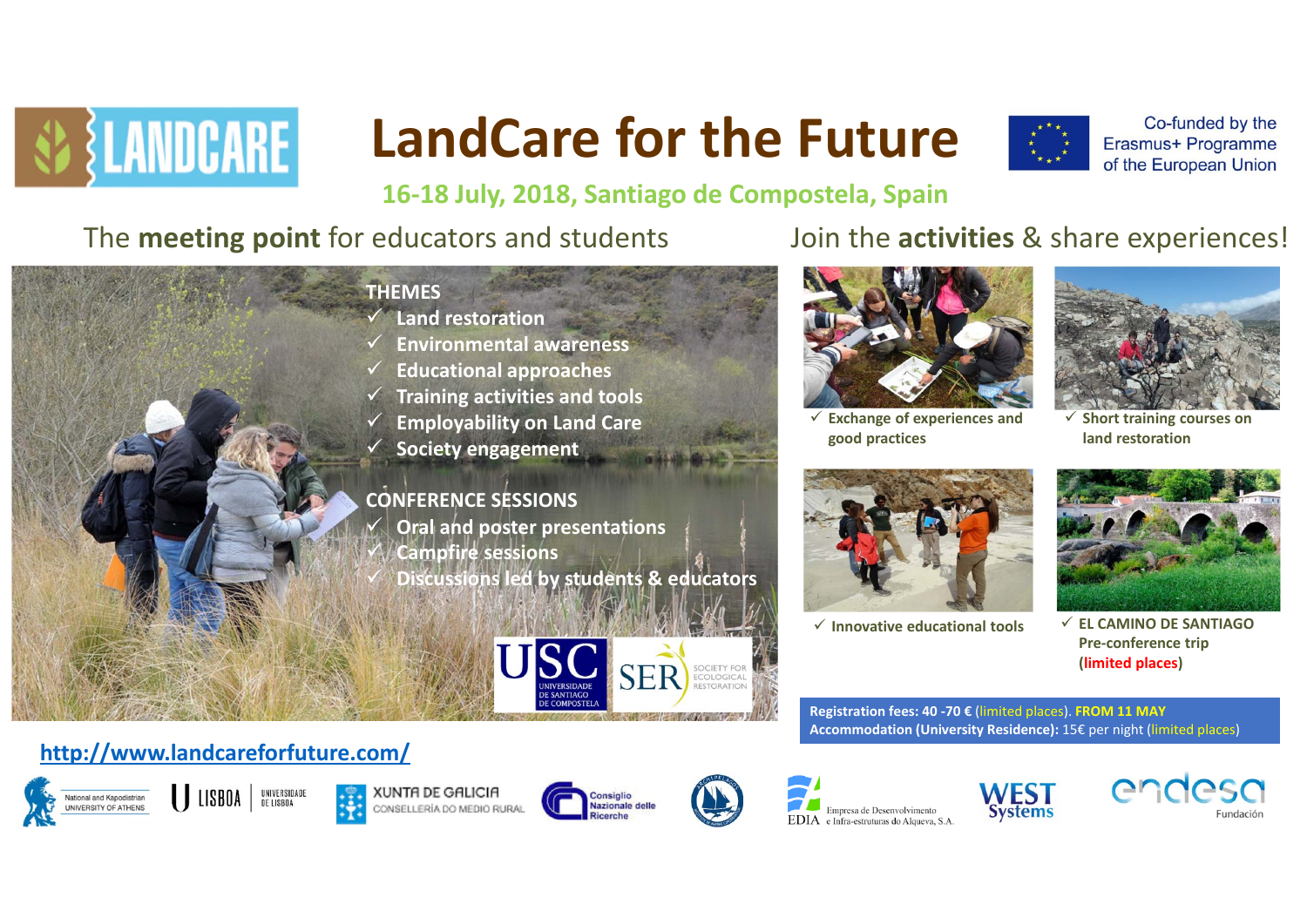# LandCare for the Future

Co-funded by the Erasmus+ Programme of the European Union

## 16-18 July, 2018, Santiago de Compostela, Spain

The **meeting point** for educators and students

Join the **activities** & share experiences!

### THEMES

- ✓ Land restoration
- ✓ Environmental awareness
- ✓ Educational approaches
- ✓ Training activities and tools
- ✓ Employability on Land Care
- ✓ Society engagement

### CONFERENCE SESSIONS

- ✓ Oral and poster presentations
- ✓ Campfire sessions
- ✓ Discussions led by students & educators

- ✓ Exchange of experiences and good practices
- ✓ Short training courses on land restoration
- ✓ Innovative educational tools
- ✓ EL CAMINO DE SANTIAGO Pre-conference trip (limited places)

**Registration fees: 40 -70 €** (limited places). **FROM 11 MAY**
**Accommodation (University Residence):** 15€ per night (limited places)

http://www.landcareforfuture.com/

USC Universidade de Santiago de Compostela | SER Society for Ecological Restoration

National and Kapodistrian University of Athens | Universidade de Lisboa | Xunta de Galicia Consellería do Medio Rural | Consiglio Nazionale delle Ricerche | EDIA Empresa de Desenvolvimento e Infra-estruturas do Alqueva, S.A. | WEST Systems | endesa Fundación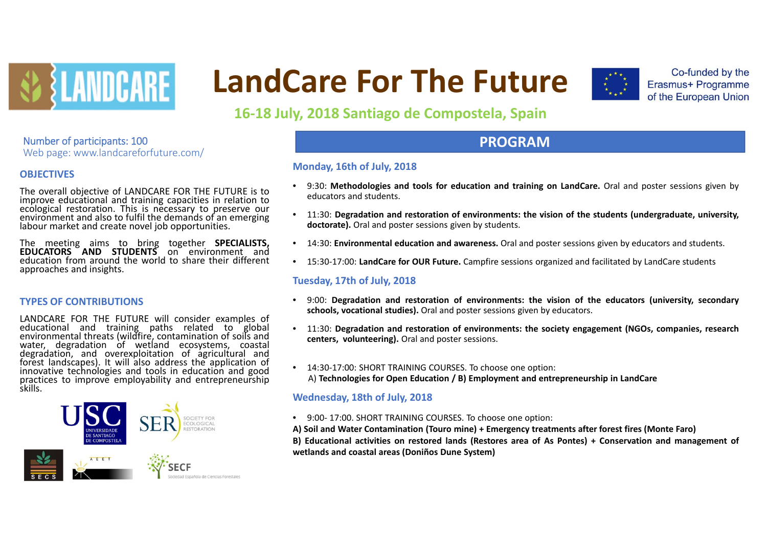# LandCare For The Future

Co-funded by the Erasmus+ Programme of the European Union

## 16-18 July, 2018 Santiago de Compostela, Spain

Number of participants: 100

Web page: www.landcareforfuture.com/

### OBJECTIVES

The overall objective of LANDCARE FOR THE FUTURE is to improve educational and training capacities in relation to ecological restoration. This is necessary to preserve our environment and also to fulfil the demands of an emerging labour market and create novel job opportunities.

The meeting aims to bring together **SPECIALISTS, EDUCATORS AND STUDENTS** on environment and education from around the world to share their different approaches and insights.

### TYPES OF CONTRIBUTIONS

LANDCARE FOR THE FUTURE will consider examples of educational and training paths related to global environmental threats (wildfire, contamination of soils and water, degradation of wetland ecosystems, coastal degradation, and overexploitation of agricultural and forest landscapes). It will also address the application of innovative technologies and tools in education and good practices to improve employability and entrepreneurship skills.

## PROGRAM

### Monday, 16th of July, 2018

- 9:30: **Methodologies and tools for education and training on LandCare.** Oral and poster sessions given by educators and students.
- 11:30: **Degradation and restoration of environments: the vision of the students (undergraduate, university, doctorate).** Oral and poster sessions given by students.
- 14:30: **Environmental education and awareness.** Oral and poster sessions given by educators and students.
- 15:30-17:00: **LandCare for OUR Future.** Campfire sessions organized and facilitated by LandCare students

### Tuesday, 17th of July, 2018

- 9:00: **Degradation and restoration of environments: the vision of the educators (university, secondary schools, vocational studies).** Oral and poster sessions given by educators.
- 11:30: **Degradation and restoration of environments: the society engagement (NGOs, companies, research centers, volunteering).** Oral and poster sessions.
- 14:30-17:00: SHORT TRAINING COURSES. To choose one option:
  A) **Technologies for Open Education / B) Employment and entrepreneurship in LandCare**

### Wednesday, 18th of July, 2018

- 9:00- 17:00. SHORT TRAINING COURSES. To choose one option:

**A) Soil and Water Contamination (Touro mine) + Emergency treatments after forest fires (Monte Faro)**

**B) Educational activities on restored lands (Restores area of As Pontes) + Conservation and management of wetlands and coastal areas (Doniños Dune System)**